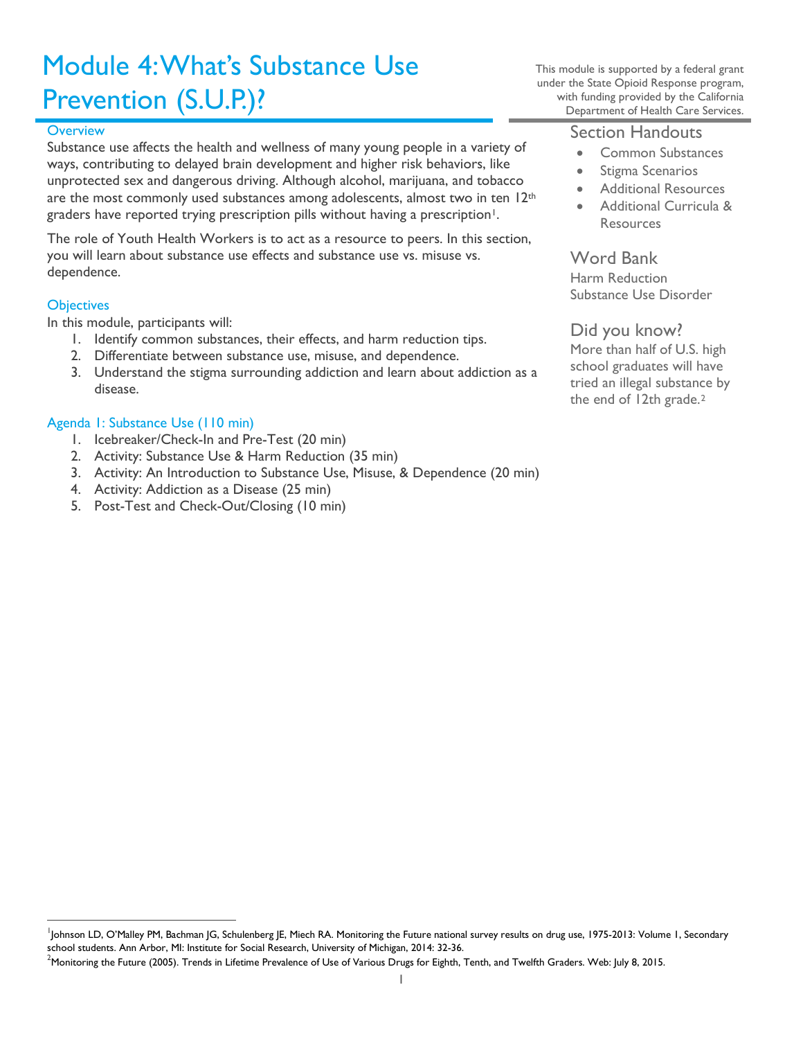# Module 4: What's Substance Use Prevention (S.U.P.)?

This module is supported by a federal grant under the State Opioid Response program, with funding provided by the California Department of Health Care Services.

## Overview

Substance use affects the health and wellness of many young people in a variety of ways, contributing to delayed brain development and higher risk behaviors, like unprotected sex and dangerous driving. Although alcohol, marijuana, and tobacco are the most commonly used substances among adolescents, almost two in ten 12th graders have reported trying prescription pills without having a prescription[1].

The role of Youth Health Workers is to act as a resource to peers. In this section, you will learn about substance use effects and substance use vs. misuse vs. dependence.

## Objectives

In this module, participants will:

1. Identify common substances, their effects, and harm reduction tips.
2. Differentiate between substance use, misuse, and dependence.
3. Understand the stigma surrounding addiction and learn about addiction as a disease.

## Agenda 1: Substance Use (110 min)

1. Icebreaker/Check-In and Pre-Test (20 min)
2. Activity: Substance Use & Harm Reduction (35 min)
3. Activity: An Introduction to Substance Use, Misuse, & Dependence (20 min)
4. Activity: Addiction as a Disease (25 min)
5. Post-Test and Check-Out/Closing (10 min)

## Section Handouts

- Common Substances
- Stigma Scenarios
- Additional Resources
- Additional Curricula & Resources

## Word Bank

Harm Reduction
Substance Use Disorder

## Did you know?

More than half of U.S. high school graduates will have tried an illegal substance by the end of 12th grade.[2]

---

[1] Johnson LD, O'Malley PM, Bachman JG, Schulenberg JE, Miech RA. Monitoring the Future national survey results on drug use, 1975-2013: Volume 1, Secondary school students. Ann Arbor, MI: Institute for Social Research, University of Michigan, 2014: 32-36.

[2] Monitoring the Future (2005). Trends in Lifetime Prevalence of Use of Various Drugs for Eighth, Tenth, and Twelfth Graders. Web: July 8, 2015.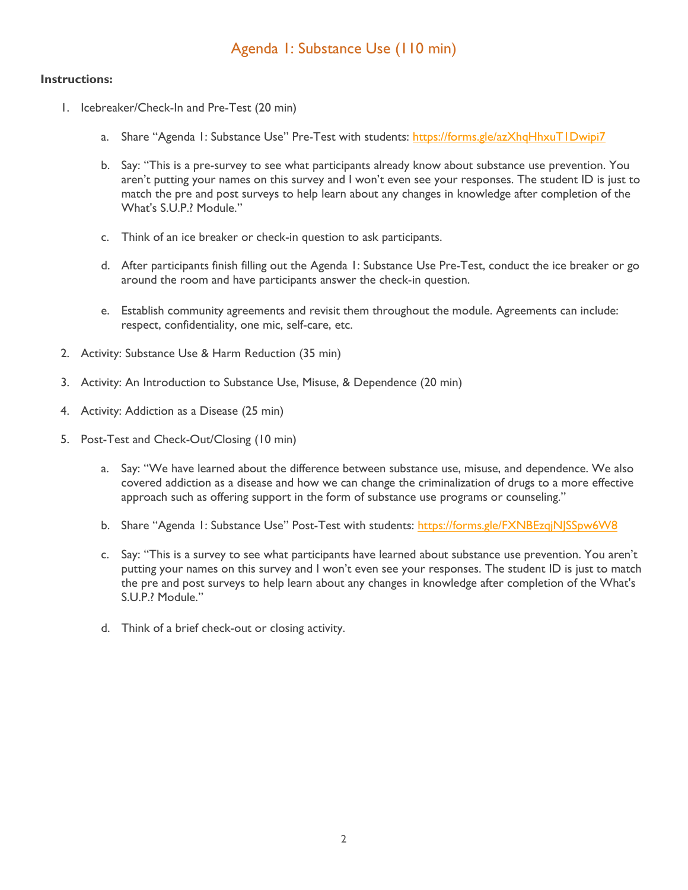# Agenda 1: Substance Use (110 min)

**Instructions:**

1. Icebreaker/Check-In and Pre-Test (20 min)

   a. Share "Agenda 1: Substance Use" Pre-Test with students: [https://forms.gle/azXhqHhxuT1Dwipi7](https://forms.gle/azXhqHhxuT1Dwipi7)

   b. Say: "This is a pre-survey to see what participants already know about substance use prevention. You aren't putting your names on this survey and I won't even see your responses. The student ID is just to match the pre and post surveys to help learn about any changes in knowledge after completion of the What's S.U.P.? Module."

   c. Think of an ice breaker or check-in question to ask participants.

   d. After participants finish filling out the Agenda 1: Substance Use Pre-Test, conduct the ice breaker or go around the room and have participants answer the check-in question.

   e. Establish community agreements and revisit them throughout the module. Agreements can include: respect, confidentiality, one mic, self-care, etc.

2. Activity: Substance Use & Harm Reduction (35 min)

3. Activity: An Introduction to Substance Use, Misuse, & Dependence (20 min)

4. Activity: Addiction as a Disease (25 min)

5. Post-Test and Check-Out/Closing (10 min)

   a. Say: "We have learned about the difference between substance use, misuse, and dependence. We also covered addiction as a disease and how we can change the criminalization of drugs to a more effective approach such as offering support in the form of substance use programs or counseling."

   b. Share "Agenda 1: Substance Use" Post-Test with students: [https://forms.gle/FXNBEzqjNJSSpw6W8](https://forms.gle/FXNBEzqjNJSSpw6W8)

   c. Say: "This is a survey to see what participants have learned about substance use prevention. You aren't putting your names on this survey and I won't even see your responses. The student ID is just to match the pre and post surveys to help learn about any changes in knowledge after completion of the What's S.U.P.? Module."

   d. Think of a brief check-out or closing activity.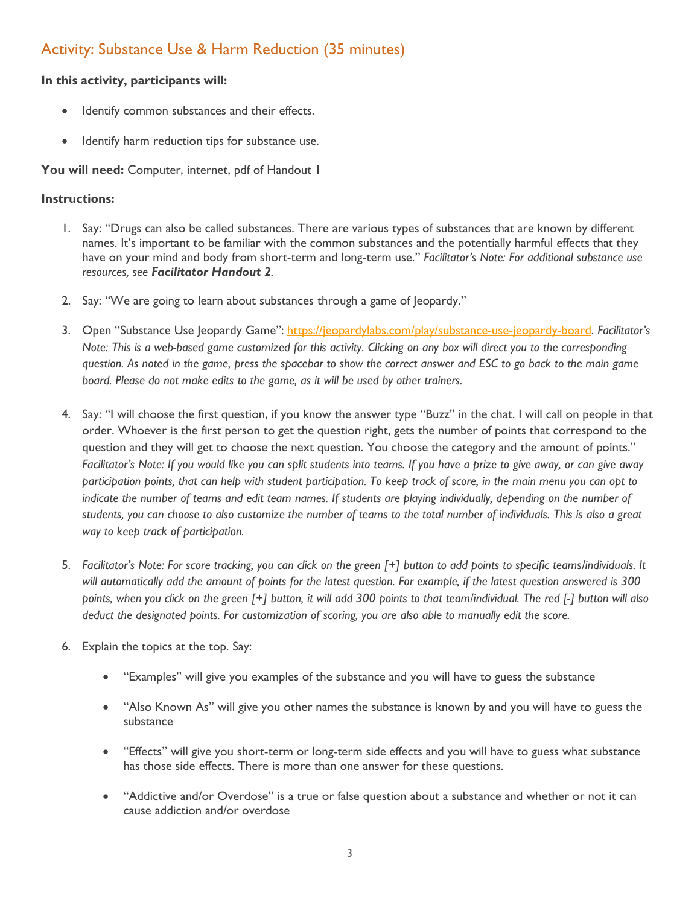## Activity: Substance Use & Harm Reduction (35 minutes)

**In this activity, participants will:**

- Identify common substances and their effects.
- Identify harm reduction tips for substance use.

**You will need:** Computer, internet, pdf of Handout 1

**Instructions:**

1. Say: "Drugs can also be called substances. There are various types of substances that are known by different names. It's important to be familiar with the common substances and the potentially harmful effects that they have on your mind and body from short-term and long-term use." *Facilitator's Note: For additional substance use resources, see* ***Facilitator Handout 2****.*

2. Say: "We are going to learn about substances through a game of Jeopardy."

3. Open "Substance Use Jeopardy Game": [https://jeopardylabs.com/play/substance-use-jeopardy-board](https://jeopardylabs.com/play/substance-use-jeopardy-board). *Facilitator's Note: This is a web-based game customized for this activity. Clicking on any box will direct you to the corresponding question. As noted in the game, press the spacebar to show the correct answer and ESC to go back to the main game board. Please do not make edits to the game, as it will be used by other trainers.*

4. Say: "I will choose the first question, if you know the answer type "Buzz" in the chat. I will call on people in that order. Whoever is the first person to get the question right, gets the number of points that correspond to the question and they will get to choose the next question. You choose the category and the amount of points." *Facilitator's Note: If you would like you can split students into teams. If you have a prize to give away, or can give away participation points, that can help with student participation. To keep track of score, in the main menu you can opt to indicate the number of teams and edit team names. If students are playing individually, depending on the number of students, you can choose to also customize the number of teams to the total number of individuals. This is also a great way to keep track of participation.*

5. *Facilitator's Note: For score tracking, you can click on the green [+] button to add points to specific teams/individuals. It will automatically add the amount of points for the latest question. For example, if the latest question answered is 300 points, when you click on the green [+] button, it will add 300 points to that team/individual. The red [-] button will also deduct the designated points. For customization of scoring, you are also able to manually edit the score.*

6. Explain the topics at the top. Say:

   - "Examples" will give you examples of the substance and you will have to guess the substance
   - "Also Known As" will give you other names the substance is known by and you will have to guess the substance
   - "Effects" will give you short-term or long-term side effects and you will have to guess what substance has those side effects. There is more than one answer for these questions.
   - "Addictive and/or Overdose" is a true or false question about a substance and whether or not it can cause addiction and/or overdose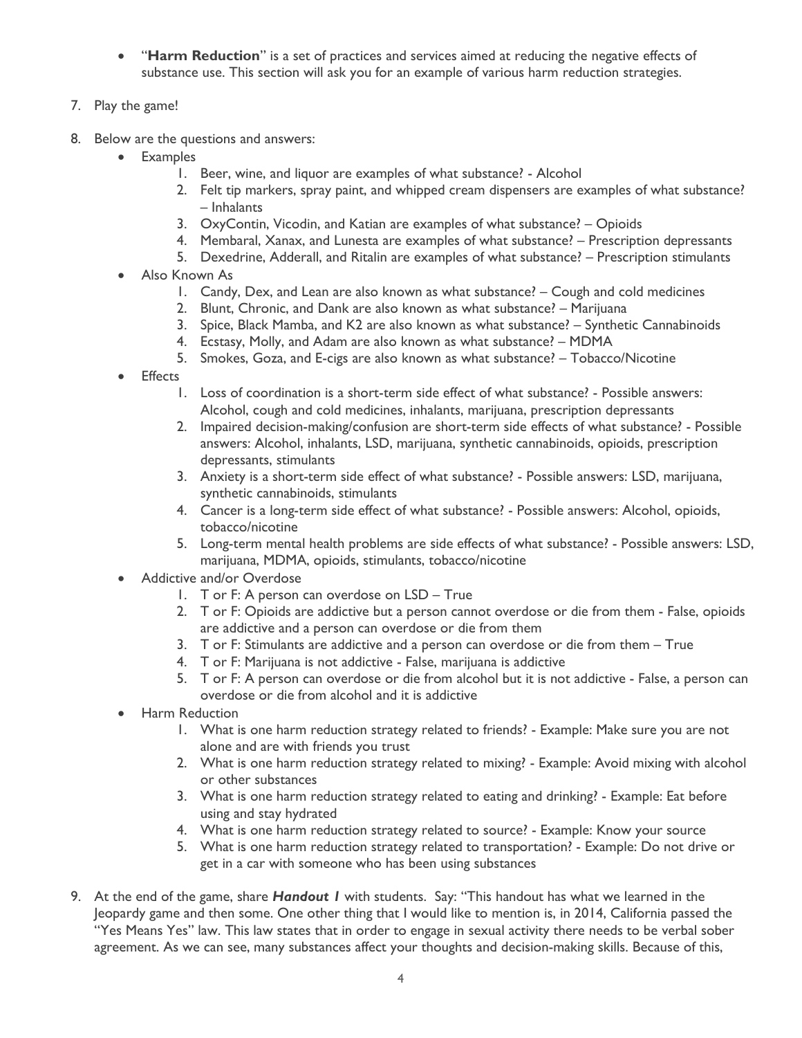- "**Harm Reduction**" is a set of practices and services aimed at reducing the negative effects of substance use. This section will ask you for an example of various harm reduction strategies.

7. Play the game!

8. Below are the questions and answers:
   - Examples
     1. Beer, wine, and liquor are examples of what substance? - Alcohol
     2. Felt tip markers, spray paint, and whipped cream dispensers are examples of what substance? – Inhalants
     3. OxyContin, Vicodin, and Katian are examples of what substance? – Opioids
     4. Membaral, Xanax, and Lunesta are examples of what substance? – Prescription depressants
     5. Dexedrine, Adderall, and Ritalin are examples of what substance? – Prescription stimulants
   - Also Known As
     1. Candy, Dex, and Lean are also known as what substance? – Cough and cold medicines
     2. Blunt, Chronic, and Dank are also known as what substance? – Marijuana
     3. Spice, Black Mamba, and K2 are also known as what substance? – Synthetic Cannabinoids
     4. Ecstasy, Molly, and Adam are also known as what substance? – MDMA
     5. Smokes, Goza, and E-cigs are also known as what substance? – Tobacco/Nicotine
   - Effects
     1. Loss of coordination is a short-term side effect of what substance? - Possible answers: Alcohol, cough and cold medicines, inhalants, marijuana, prescription depressants
     2. Impaired decision-making/confusion are short-term side effects of what substance? - Possible answers: Alcohol, inhalants, LSD, marijuana, synthetic cannabinoids, opioids, prescription depressants, stimulants
     3. Anxiety is a short-term side effect of what substance? - Possible answers: LSD, marijuana, synthetic cannabinoids, stimulants
     4. Cancer is a long-term side effect of what substance? - Possible answers: Alcohol, opioids, tobacco/nicotine
     5. Long-term mental health problems are side effects of what substance? - Possible answers: LSD, marijuana, MDMA, opioids, stimulants, tobacco/nicotine
   - Addictive and/or Overdose
     1. T or F: A person can overdose on LSD – True
     2. T or F: Opioids are addictive but a person cannot overdose or die from them - False, opioids are addictive and a person can overdose or die from them
     3. T or F: Stimulants are addictive and a person can overdose or die from them – True
     4. T or F: Marijuana is not addictive - False, marijuana is addictive
     5. T or F: A person can overdose or die from alcohol but it is not addictive - False, a person can overdose or die from alcohol and it is addictive
   - Harm Reduction
     1. What is one harm reduction strategy related to friends? - Example: Make sure you are not alone and are with friends you trust
     2. What is one harm reduction strategy related to mixing? - Example: Avoid mixing with alcohol or other substances
     3. What is one harm reduction strategy related to eating and drinking? - Example: Eat before using and stay hydrated
     4. What is one harm reduction strategy related to source? - Example: Know your source
     5. What is one harm reduction strategy related to transportation? - Example: Do not drive or get in a car with someone who has been using substances

9. At the end of the game, share ***Handout 1*** with students. Say: "This handout has what we learned in the Jeopardy game and then some. One other thing that I would like to mention is, in 2014, California passed the "Yes Means Yes" law. This law states that in order to engage in sexual activity there needs to be verbal sober agreement. As we can see, many substances affect your thoughts and decision-making skills. Because of this,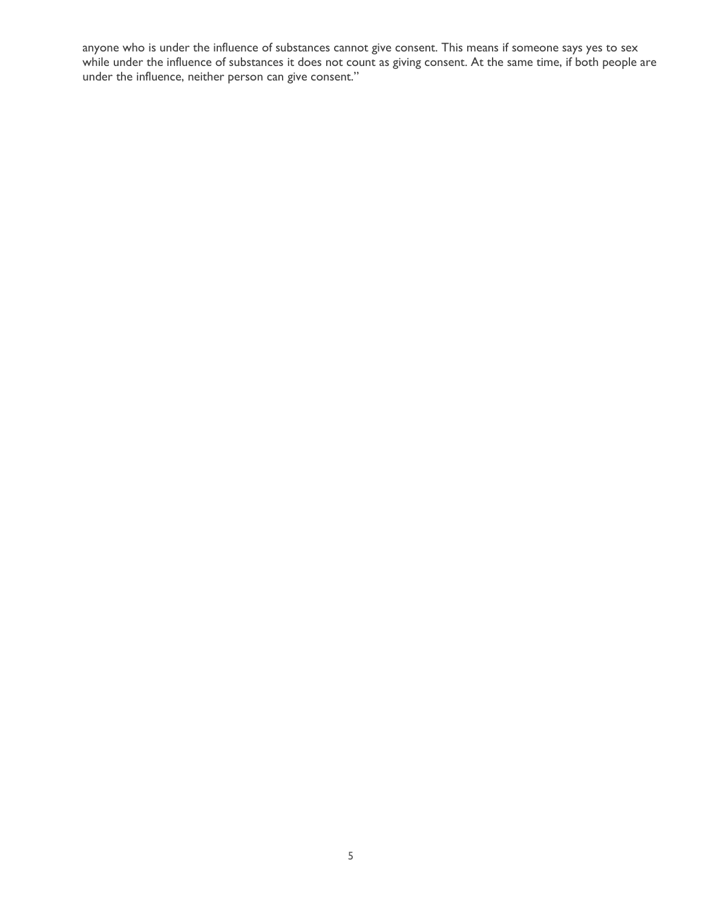anyone who is under the influence of substances cannot give consent. This means if someone says yes to sex while under the influence of substances it does not count as giving consent. At the same time, if both people are under the influence, neither person can give consent."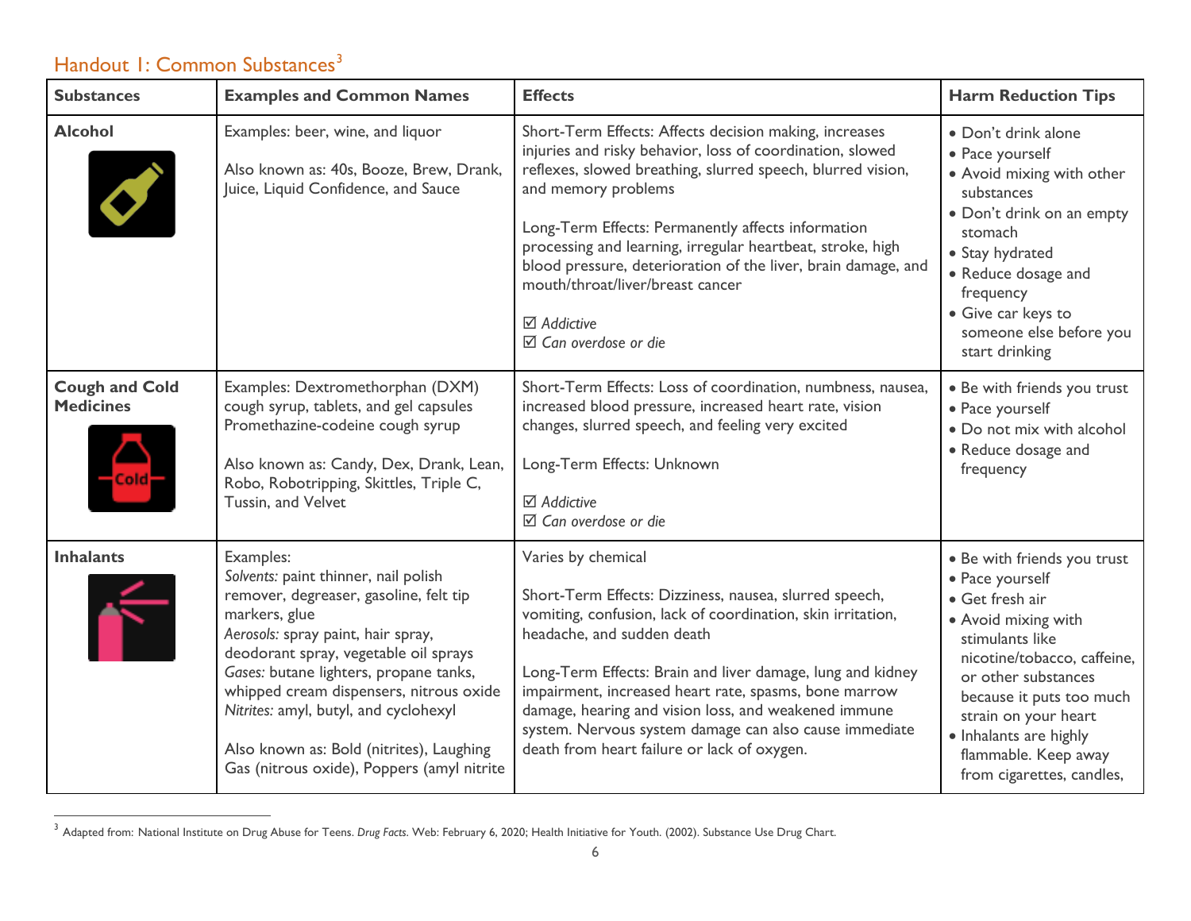## Handout 1: Common Substances[3]

| Substances | Examples and Common Names | Effects | Harm Reduction Tips |
|---|---|---|---|
| **Alcohol** | Examples: beer, wine, and liquor<br><br>Also known as: 40s, Booze, Brew, Drank, Juice, Liquid Confidence, and Sauce | Short-Term Effects: Affects decision making, increases injuries and risky behavior, loss of coordination, slowed reflexes, slowed breathing, slurred speech, blurred vision, and memory problems<br><br>Long-Term Effects: Permanently affects information processing and learning, irregular heartbeat, stroke, high blood pressure, deterioration of the liver, brain damage, and mouth/throat/liver/breast cancer<br><br>☑ *Addictive*<br>☑ *Can overdose or die* | • Don't drink alone<br>• Pace yourself<br>• Avoid mixing with other substances<br>• Don't drink on an empty stomach<br>• Stay hydrated<br>• Reduce dosage and frequency<br>• Give car keys to someone else before you start drinking |
| **Cough and Cold Medicines** | Examples: Dextromethorphan (DXM) cough syrup, tablets, and gel capsules Promethazine-codeine cough syrup<br><br>Also known as: Candy, Dex, Drank, Lean, Robo, Robotripping, Skittles, Triple C, Tussin, and Velvet | Short-Term Effects: Loss of coordination, numbness, nausea, increased blood pressure, increased heart rate, vision changes, slurred speech, and feeling very excited<br><br>Long-Term Effects: Unknown<br><br>☑ *Addictive*<br>☑ *Can overdose or die* | • Be with friends you trust<br>• Pace yourself<br>• Do not mix with alcohol<br>• Reduce dosage and frequency |
| **Inhalants** | Examples:<br>*Solvents:* paint thinner, nail polish remover, degreaser, gasoline, felt tip markers, glue<br>*Aerosols:* spray paint, hair spray, deodorant spray, vegetable oil sprays<br>*Gases:* butane lighters, propane tanks, whipped cream dispensers, nitrous oxide<br>*Nitrites:* amyl, butyl, and cyclohexyl<br><br>Also known as: Bold (nitrites), Laughing Gas (nitrous oxide), Poppers (amyl nitrite | Varies by chemical<br><br>Short-Term Effects: Dizziness, nausea, slurred speech, vomiting, confusion, lack of coordination, skin irritation, headache, and sudden death<br><br>Long-Term Effects: Brain and liver damage, lung and kidney impairment, increased heart rate, spasms, bone marrow damage, hearing and vision loss, and weakened immune system. Nervous system damage can also cause immediate death from heart failure or lack of oxygen. | • Be with friends you trust<br>• Pace yourself<br>• Get fresh air<br>• Avoid mixing with stimulants like nicotine/tobacco, caffeine, or other substances because it puts too much strain on your heart<br>• Inhalants are highly flammable. Keep away from cigarettes, candles, |

[3] Adapted from: National Institute on Drug Abuse for Teens. *Drug Facts*. Web: February 6, 2020; Health Initiative for Youth. (2002). Substance Use Drug Chart.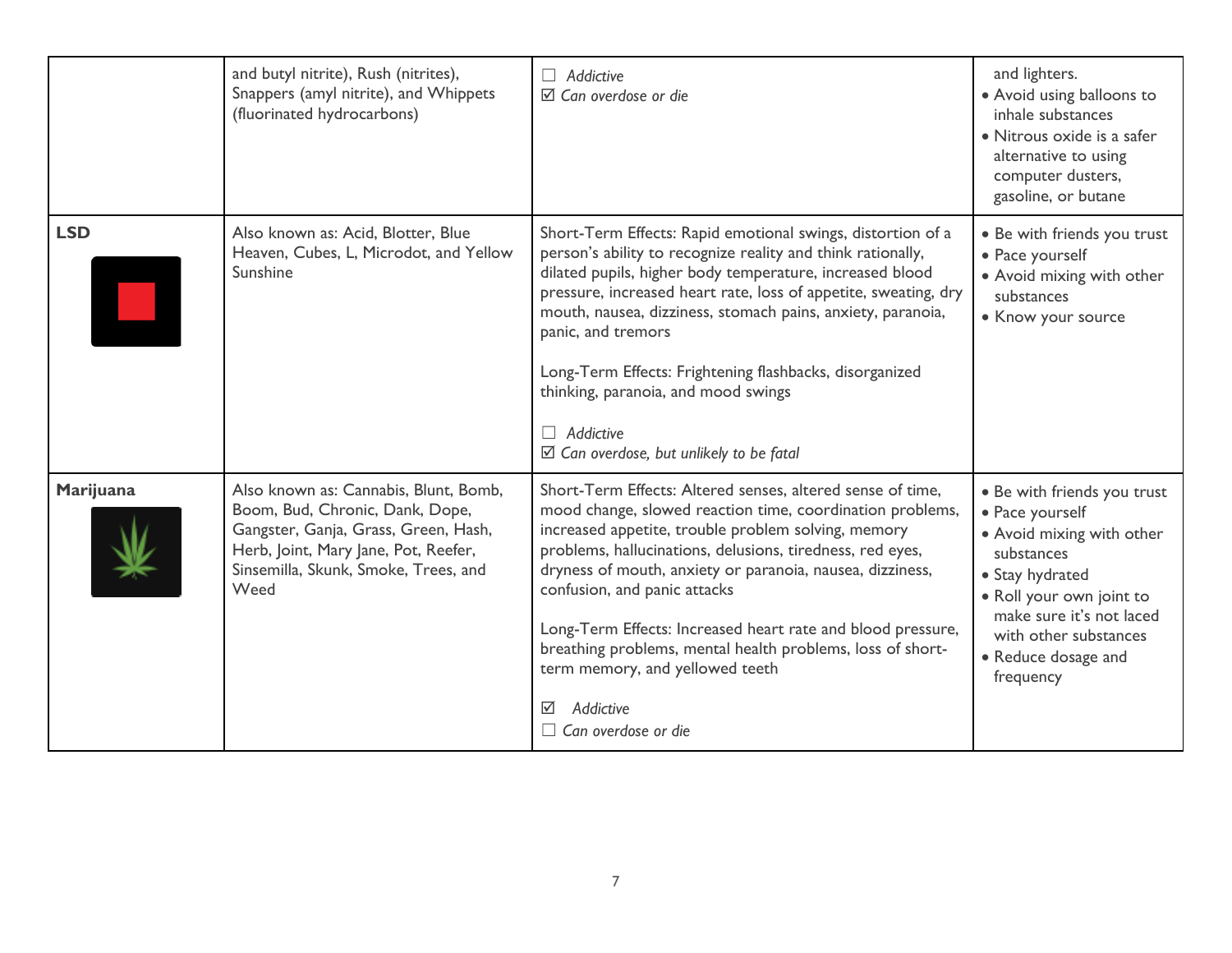| | | | |
|---|---|---|---|
| | and butyl nitrite), Rush (nitrites), Snappers (amyl nitrite), and Whippets (fluorinated hydrocarbons) | ☐ *Addictive*<br>☑ *Can overdose or die* | and lighters.<br>• Avoid using balloons to inhale substances<br>• Nitrous oxide is a safer alternative to using computer dusters, gasoline, or butane |
| **LSD** | Also known as: Acid, Blotter, Blue Heaven, Cubes, L, Microdot, and Yellow Sunshine | Short-Term Effects: Rapid emotional swings, distortion of a person's ability to recognize reality and think rationally, dilated pupils, higher body temperature, increased blood pressure, increased heart rate, loss of appetite, sweating, dry mouth, nausea, dizziness, stomach pains, anxiety, paranoia, panic, and tremors<br><br>Long-Term Effects: Frightening flashbacks, disorganized thinking, paranoia, and mood swings<br><br>☐ *Addictive*<br>☑ *Can overdose, but unlikely to be fatal* | • Be with friends you trust<br>• Pace yourself<br>• Avoid mixing with other substances<br>• Know your source |
| **Marijuana** | Also known as: Cannabis, Blunt, Bomb, Boom, Bud, Chronic, Dank, Dope, Gangster, Ganja, Grass, Green, Hash, Herb, Joint, Mary Jane, Pot, Reefer, Sinsemilla, Skunk, Smoke, Trees, and Weed | Short-Term Effects: Altered senses, altered sense of time, mood change, slowed reaction time, coordination problems, increased appetite, trouble problem solving, memory problems, hallucinations, delusions, tiredness, red eyes, dryness of mouth, anxiety or paranoia, nausea, dizziness, confusion, and panic attacks<br><br>Long-Term Effects: Increased heart rate and blood pressure, breathing problems, mental health problems, loss of short-term memory, and yellowed teeth<br><br>☑ *Addictive*<br>☐ *Can overdose or die* | • Be with friends you trust<br>• Pace yourself<br>• Avoid mixing with other substances<br>• Stay hydrated<br>• Roll your own joint to make sure it's not laced with other substances<br>• Reduce dosage and frequency |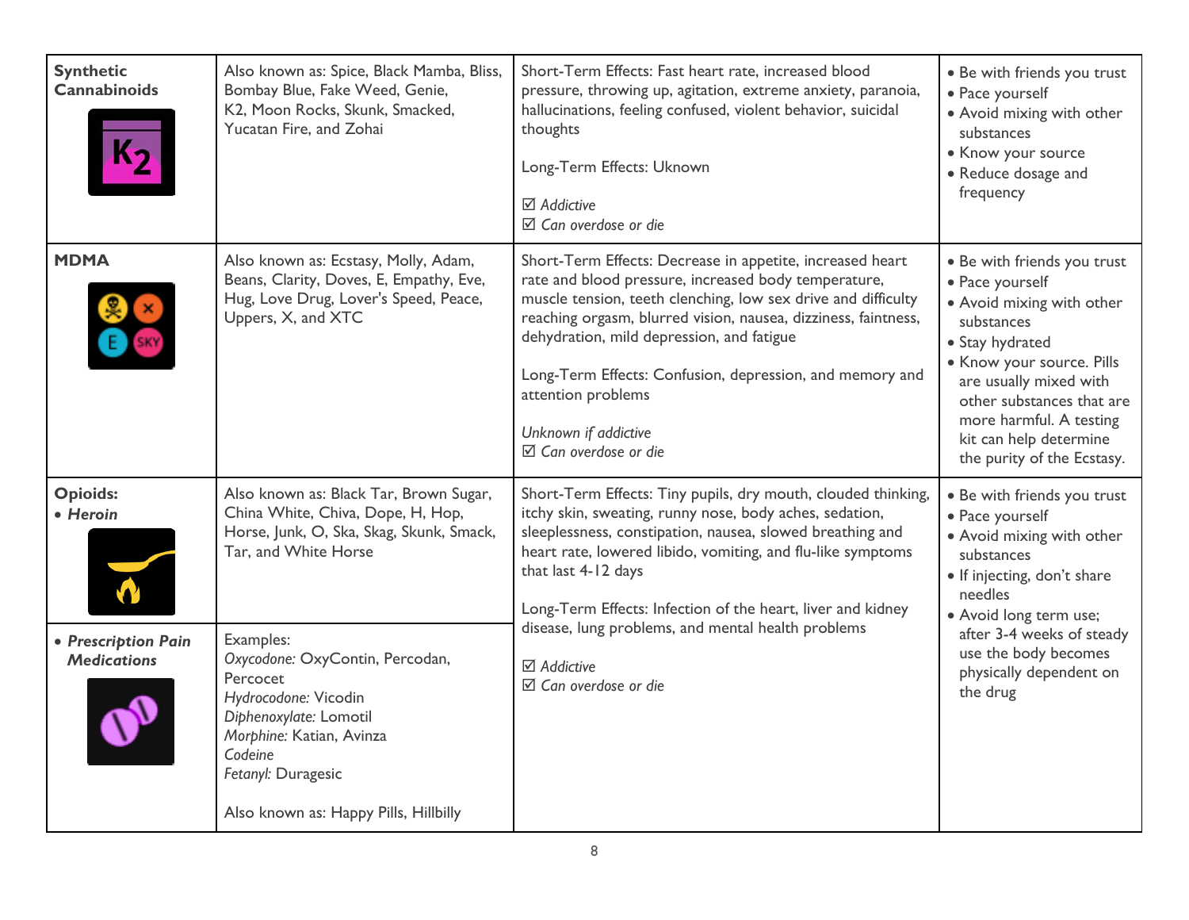| | | | |
|---|---|---|---|
| **Synthetic Cannabinoids** | Also known as: Spice, Black Mamba, Bliss, Bombay Blue, Fake Weed, Genie, K2, Moon Rocks, Skunk, Smacked, Yucatan Fire, and Zohai | Short-Term Effects: Fast heart rate, increased blood pressure, throwing up, agitation, extreme anxiety, paranoia, hallucinations, feeling confused, violent behavior, suicidal thoughts<br><br>Long-Term Effects: Uknown<br><br>☑ *Addictive*<br>☑ *Can overdose or die* | • Be with friends you trust<br>• Pace yourself<br>• Avoid mixing with other substances<br>• Know your source<br>• Reduce dosage and frequency |
| **MDMA** | Also known as: Ecstasy, Molly, Adam, Beans, Clarity, Doves, E, Empathy, Eve, Hug, Love Drug, Lover's Speed, Peace, Uppers, X, and XTC | Short-Term Effects: Decrease in appetite, increased heart rate and blood pressure, increased body temperature, muscle tension, teeth clenching, low sex drive and difficulty reaching orgasm, blurred vision, nausea, dizziness, faintness, dehydration, mild depression, and fatigue<br><br>Long-Term Effects: Confusion, depression, and memory and attention problems<br><br>*Unknown if addictive*<br>☑ *Can overdose or die* | • Be with friends you trust<br>• Pace yourself<br>• Avoid mixing with other substances<br>• Stay hydrated<br>• Know your source. Pills are usually mixed with other substances that are more harmful. A testing kit can help determine the purity of the Ecstasy. |
| **Opioids:**<br>• ***Heroin*** | Also known as: Black Tar, Brown Sugar, China White, Chiva, Dope, H, Hop, Horse, Junk, O, Ska, Skag, Skunk, Smack, Tar, and White Horse | Short-Term Effects: Tiny pupils, dry mouth, clouded thinking, itchy skin, sweating, runny nose, body aches, sedation, sleeplessness, constipation, nausea, slowed breathing and heart rate, lowered libido, vomiting, and flu-like symptoms that last 4-12 days<br><br>Long-Term Effects: Infection of the heart, liver and kidney disease, lung problems, and mental health problems<br><br>☑ *Addictive*<br>☑ *Can overdose or die* | • Be with friends you trust<br>• Pace yourself<br>• Avoid mixing with other substances<br>• If injecting, don't share needles<br>• Avoid long term use; after 3-4 weeks of steady use the body becomes physically dependent on the drug |
| • ***Prescription Pain Medications*** | Examples:<br>*Oxycodone:* OxyContin, Percodan, Percocet<br>*Hydrocodone:* Vicodin<br>*Diphenoxylate:* Lomotil<br>*Morphine:* Katian, Avinza<br>*Codeine*<br>*Fetanyl:* Duragesic<br><br>Also known as: Happy Pills, Hillbilly | | |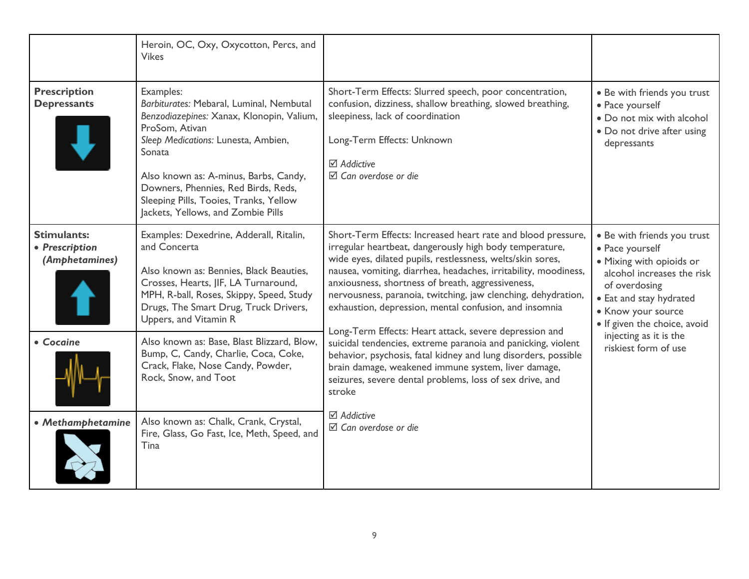| | | | |
|---|---|---|---|
| | Heroin, OC, Oxy, Oxycotton, Percs, and Vikes | | |
| **Prescription Depressants** | Examples:<br>*Barbiturates:* Mebaral, Luminal, Nembutal<br>*Benzodiazepines:* Xanax, Klonopin, Valium, ProSom, Ativan<br>*Sleep Medications:* Lunesta, Ambien, Sonata<br><br>Also known as: A-minus, Barbs, Candy, Downers, Phennies, Red Birds, Reds, Sleeping Pills, Tooies, Tranks, Yellow Jackets, Yellows, and Zombie Pills | Short-Term Effects: Slurred speech, poor concentration, confusion, dizziness, shallow breathing, slowed breathing, sleepiness, lack of coordination<br><br>Long-Term Effects: Unknown<br><br>☑ *Addictive*<br>☑ *Can overdose or die* | • Be with friends you trust<br>• Pace yourself<br>• Do not mix with alcohol<br>• Do not drive after using depressants |
| **Stimulants:**<br>• ***Prescription (Amphetamines)*** | Examples: Dexedrine, Adderall, Ritalin, and Concerta<br><br>Also known as: Bennies, Black Beauties, Crosses, Hearts, JIF, LA Turnaround, MPH, R-ball, Roses, Skippy, Speed, Study Drugs, The Smart Drug, Truck Drivers, Uppers, and Vitamin R | Short-Term Effects: Increased heart rate and blood pressure, irregular heartbeat, dangerously high body temperature, wide eyes, dilated pupils, restlessness, welts/skin sores, nausea, vomiting, diarrhea, headaches, irritability, moodiness, anxiousness, shortness of breath, aggressiveness, nervousness, paranoia, twitching, jaw clenching, dehydration, exhaustion, depression, mental confusion, and insomnia<br><br>Long-Term Effects: Heart attack, severe depression and suicidal tendencies, extreme paranoia and panicking, violent behavior, psychosis, fatal kidney and lung disorders, possible brain damage, weakened immune system, liver damage, seizures, severe dental problems, loss of sex drive, and stroke<br><br>☑ *Addictive*<br>☑ *Can overdose or die* | • Be with friends you trust<br>• Pace yourself<br>• Mixing with opioids or alcohol increases the risk of overdosing<br>• Eat and stay hydrated<br>• Know your source<br>• If given the choice, avoid injecting as it is the riskiest form of use |
| • ***Cocaine*** | Also known as: Base, Blast Blizzard, Blow, Bump, C, Candy, Charlie, Coca, Coke, Crack, Flake, Nose Candy, Powder, Rock, Snow, and Toot | | |
| • ***Methamphetamine*** | Also known as: Chalk, Crank, Crystal, Fire, Glass, Go Fast, Ice, Meth, Speed, and Tina | | |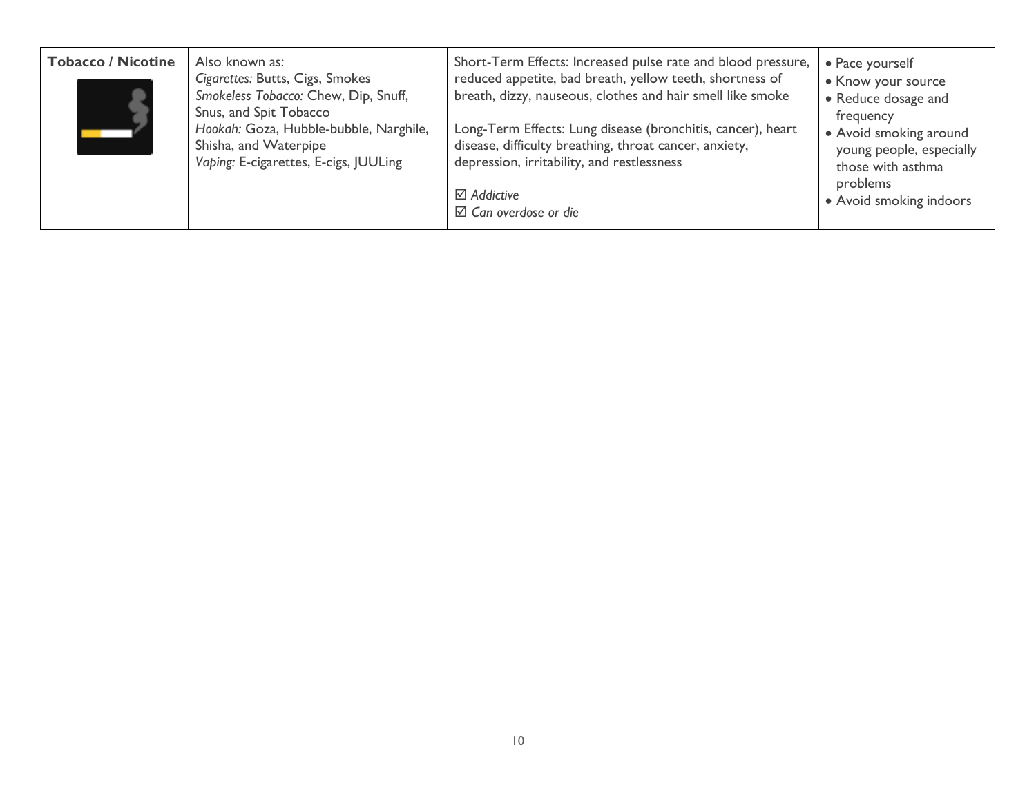| | | | |
|---|---|---|---|
| **Tobacco / Nicotine** | Also known as:<br>*Cigarettes:* Butts, Cigs, Smokes<br>*Smokeless Tobacco:* Chew, Dip, Snuff, Snus, and Spit Tobacco<br>*Hookah:* Goza, Hubble-bubble, Narghile, Shisha, and Waterpipe<br>*Vaping:* E-cigarettes, E-cigs, JUULing | Short-Term Effects: Increased pulse rate and blood pressure, reduced appetite, bad breath, yellow teeth, shortness of breath, dizzy, nauseous, clothes and hair smell like smoke<br><br>Long-Term Effects: Lung disease (bronchitis, cancer), heart disease, difficulty breathing, throat cancer, anxiety, depression, irritability, and restlessness<br><br>☑ *Addictive*<br>☑ *Can overdose or die* | • Pace yourself<br>• Know your source<br>• Reduce dosage and frequency<br>• Avoid smoking around young people, especially those with asthma problems<br>• Avoid smoking indoors |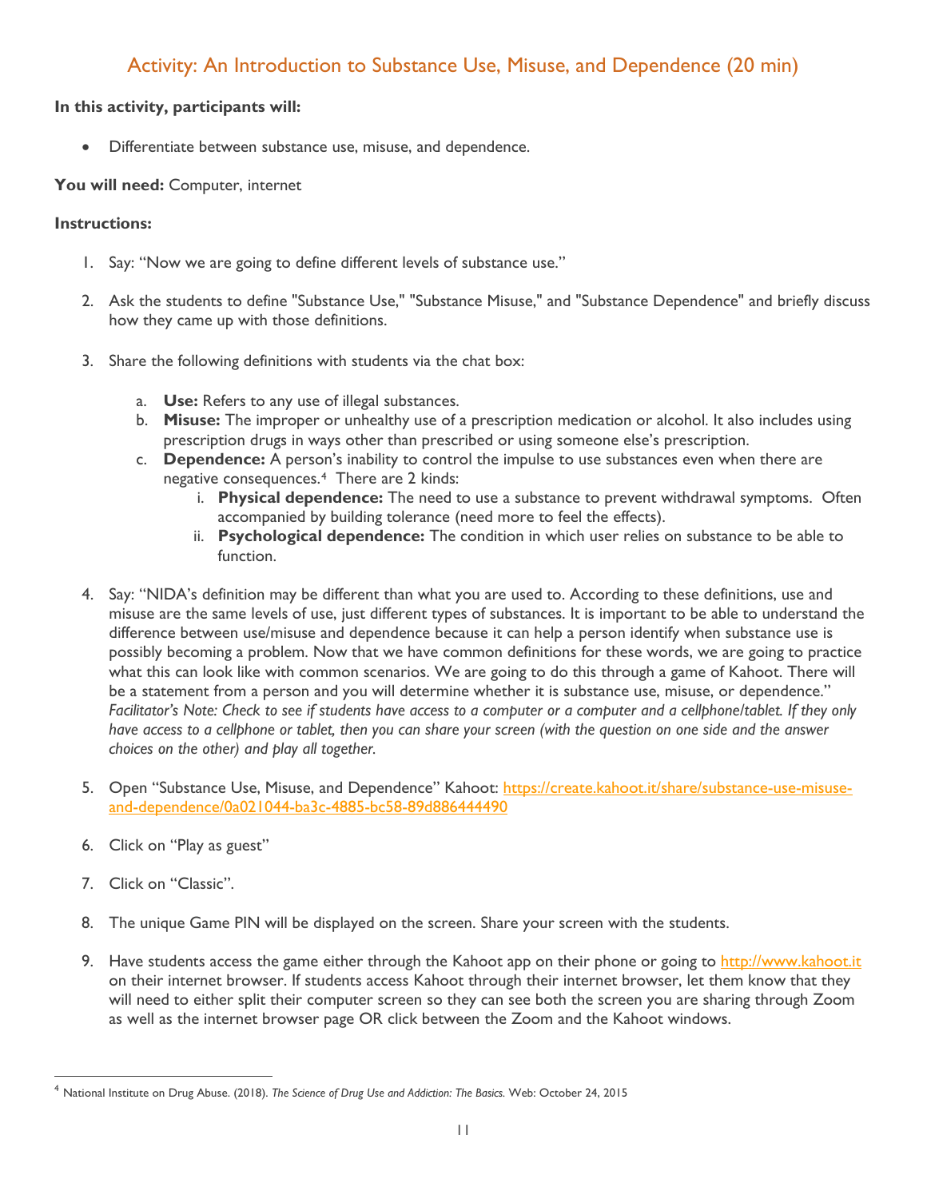## Activity: An Introduction to Substance Use, Misuse, and Dependence (20 min)

**In this activity, participants will:**

- Differentiate between substance use, misuse, and dependence.

**You will need:** Computer, internet

**Instructions:**

1. Say: "Now we are going to define different levels of substance use."

2. Ask the students to define "Substance Use," "Substance Misuse," and "Substance Dependence" and briefly discuss how they came up with those definitions.

3. Share the following definitions with students via the chat box:
   a. **Use:** Refers to any use of illegal substances.
   b. **Misuse:** The improper or unhealthy use of a prescription medication or alcohol. It also includes using prescription drugs in ways other than prescribed or using someone else's prescription.
   c. **Dependence:** A person's inability to control the impulse to use substances even when there are negative consequences.[4] There are 2 kinds:
      i. **Physical dependence:** The need to use a substance to prevent withdrawal symptoms. Often accompanied by building tolerance (need more to feel the effects).
      ii. **Psychological dependence:** The condition in which user relies on substance to be able to function.

4. Say: "NIDA's definition may be different than what you are used to. According to these definitions, use and misuse are the same levels of use, just different types of substances. It is important to be able to understand the difference between use/misuse and dependence because it can help a person identify when substance use is possibly becoming a problem. Now that we have common definitions for these words, we are going to practice what this can look like with common scenarios. We are going to do this through a game of Kahoot. There will be a statement from a person and you will determine whether it is substance use, misuse, or dependence."
   *Facilitator's Note: Check to see if students have access to a computer or a computer and a cellphone/tablet. If they only have access to a cellphone or tablet, then you can share your screen (with the question on one side and the answer choices on the other) and play all together.*

5. Open "Substance Use, Misuse, and Dependence" Kahoot: https://create.kahoot.it/share/substance-use-misuse-and-dependence/0a021044-ba3c-4885-bc58-89d886444490

6. Click on "Play as guest"

7. Click on "Classic".

8. The unique Game PIN will be displayed on the screen. Share your screen with the students.

9. Have students access the game either through the Kahoot app on their phone or going to http://www.kahoot.it on their internet browser. If students access Kahoot through their internet browser, let them know that they will need to either split their computer screen so they can see both the screen you are sharing through Zoom as well as the internet browser page OR click between the Zoom and the Kahoot windows.

---

[4] National Institute on Drug Abuse. (2018). *The Science of Drug Use and Addiction: The Basics.* Web: October 24, 2015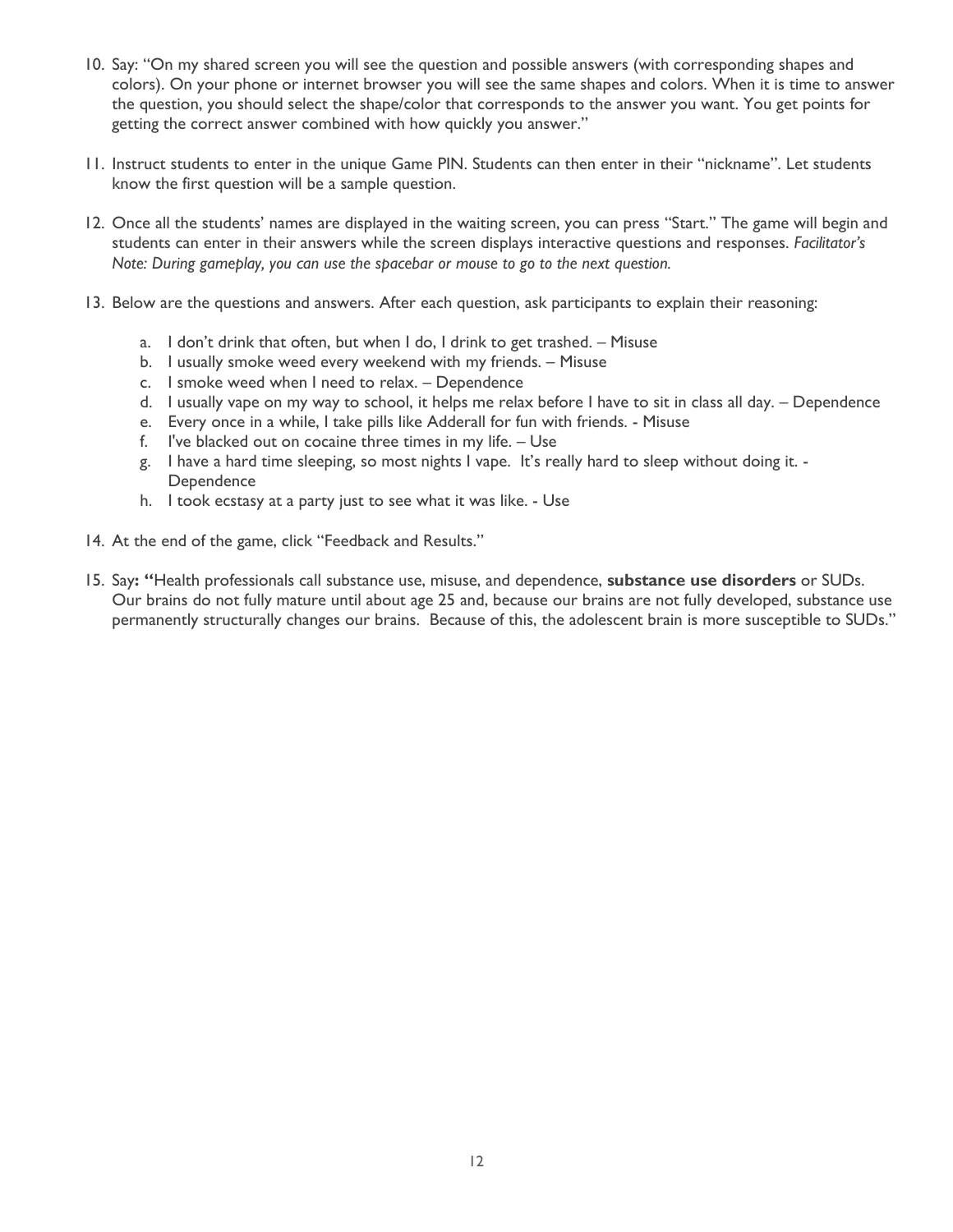10. Say: "On my shared screen you will see the question and possible answers (with corresponding shapes and colors). On your phone or internet browser you will see the same shapes and colors. When it is time to answer the question, you should select the shape/color that corresponds to the answer you want. You get points for getting the correct answer combined with how quickly you answer."

11. Instruct students to enter in the unique Game PIN. Students can then enter in their "nickname". Let students know the first question will be a sample question.

12. Once all the students' names are displayed in the waiting screen, you can press "Start." The game will begin and students can enter in their answers while the screen displays interactive questions and responses. *Facilitator's Note: During gameplay, you can use the spacebar or mouse to go to the next question.*

13. Below are the questions and answers. After each question, ask participants to explain their reasoning:

    a. I don't drink that often, but when I do, I drink to get trashed. – Misuse
    b. I usually smoke weed every weekend with my friends. – Misuse
    c. I smoke weed when I need to relax. – Dependence
    d. I usually vape on my way to school, it helps me relax before I have to sit in class all day. – Dependence
    e. Every once in a while, I take pills like Adderall for fun with friends. - Misuse
    f. I've blacked out on cocaine three times in my life. – Use
    g. I have a hard time sleeping, so most nights I vape. It's really hard to sleep without doing it. - Dependence
    h. I took ecstasy at a party just to see what it was like. - Use

14. At the end of the game, click "Feedback and Results."

15. Say**: "**Health professionals call substance use, misuse, and dependence, **substance use disorders** or SUDs. Our brains do not fully mature until about age 25 and, because our brains are not fully developed, substance use permanently structurally changes our brains. Because of this, the adolescent brain is more susceptible to SUDs."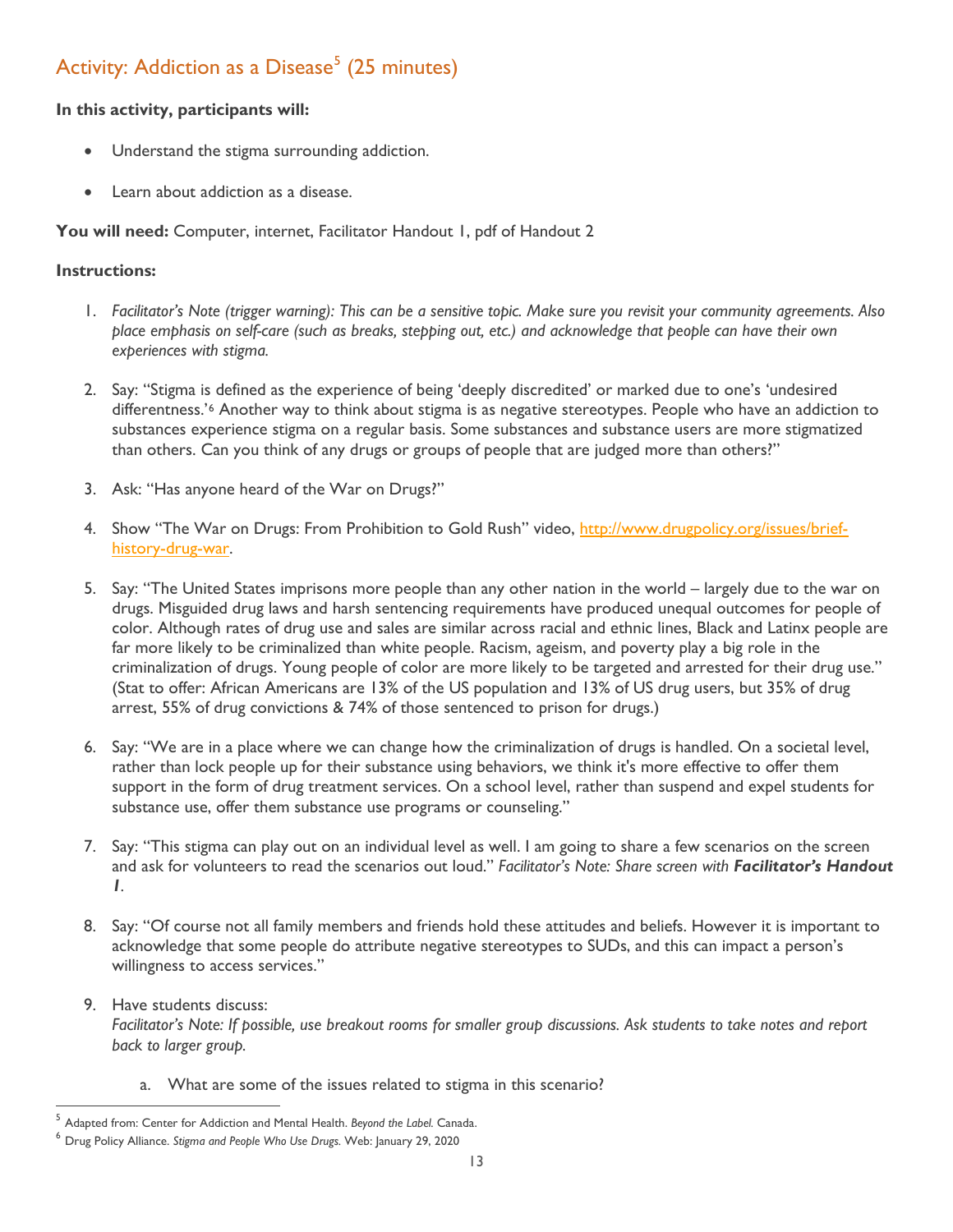## Activity: Addiction as a Disease[5] (25 minutes)

**In this activity, participants will:**

- Understand the stigma surrounding addiction.
- Learn about addiction as a disease.

**You will need:** Computer, internet, Facilitator Handout 1, pdf of Handout 2

**Instructions:**

1. *Facilitator's Note (trigger warning): This can be a sensitive topic. Make sure you revisit your community agreements. Also place emphasis on self-care (such as breaks, stepping out, etc.) and acknowledge that people can have their own experiences with stigma.*

2. Say: "Stigma is defined as the experience of being 'deeply discredited' or marked due to one's 'undesired differentness.'[6] Another way to think about stigma is as negative stereotypes. People who have an addiction to substances experience stigma on a regular basis. Some substances and substance users are more stigmatized than others. Can you think of any drugs or groups of people that are judged more than others?"

3. Ask: "Has anyone heard of the War on Drugs?"

4. Show "The War on Drugs: From Prohibition to Gold Rush" video, [http://www.drugpolicy.org/issues/brief-history-drug-war](http://www.drugpolicy.org/issues/brief-history-drug-war).

5. Say: "The United States imprisons more people than any other nation in the world – largely due to the war on drugs. Misguided drug laws and harsh sentencing requirements have produced unequal outcomes for people of color. Although rates of drug use and sales are similar across racial and ethnic lines, Black and Latinx people are far more likely to be criminalized than white people. Racism, ageism, and poverty play a big role in the criminalization of drugs. Young people of color are more likely to be targeted and arrested for their drug use." (Stat to offer: African Americans are 13% of the US population and 13% of US drug users, but 35% of drug arrest, 55% of drug convictions & 74% of those sentenced to prison for drugs.)

6. Say: "We are in a place where we can change how the criminalization of drugs is handled. On a societal level, rather than lock people up for their substance using behaviors, we think it's more effective to offer them support in the form of drug treatment services. On a school level, rather than suspend and expel students for substance use, offer them substance use programs or counseling."

7. Say: "This stigma can play out on an individual level as well. I am going to share a few scenarios on the screen and ask for volunteers to read the scenarios out loud." *Facilitator's Note: Share screen with **Facilitator's Handout 1**.*

8. Say: "Of course not all family members and friends hold these attitudes and beliefs. However it is important to acknowledge that some people do attribute negative stereotypes to SUDs, and this can impact a person's willingness to access services."

9. Have students discuss:
   *Facilitator's Note: If possible, use breakout rooms for smaller group discussions. Ask students to take notes and report back to larger group.*

   a. What are some of the issues related to stigma in this scenario?

---

[5] Adapted from: Center for Addiction and Mental Health. *Beyond the Label.* Canada.

[6] Drug Policy Alliance. *Stigma and People Who Use Drugs.* Web: January 29, 2020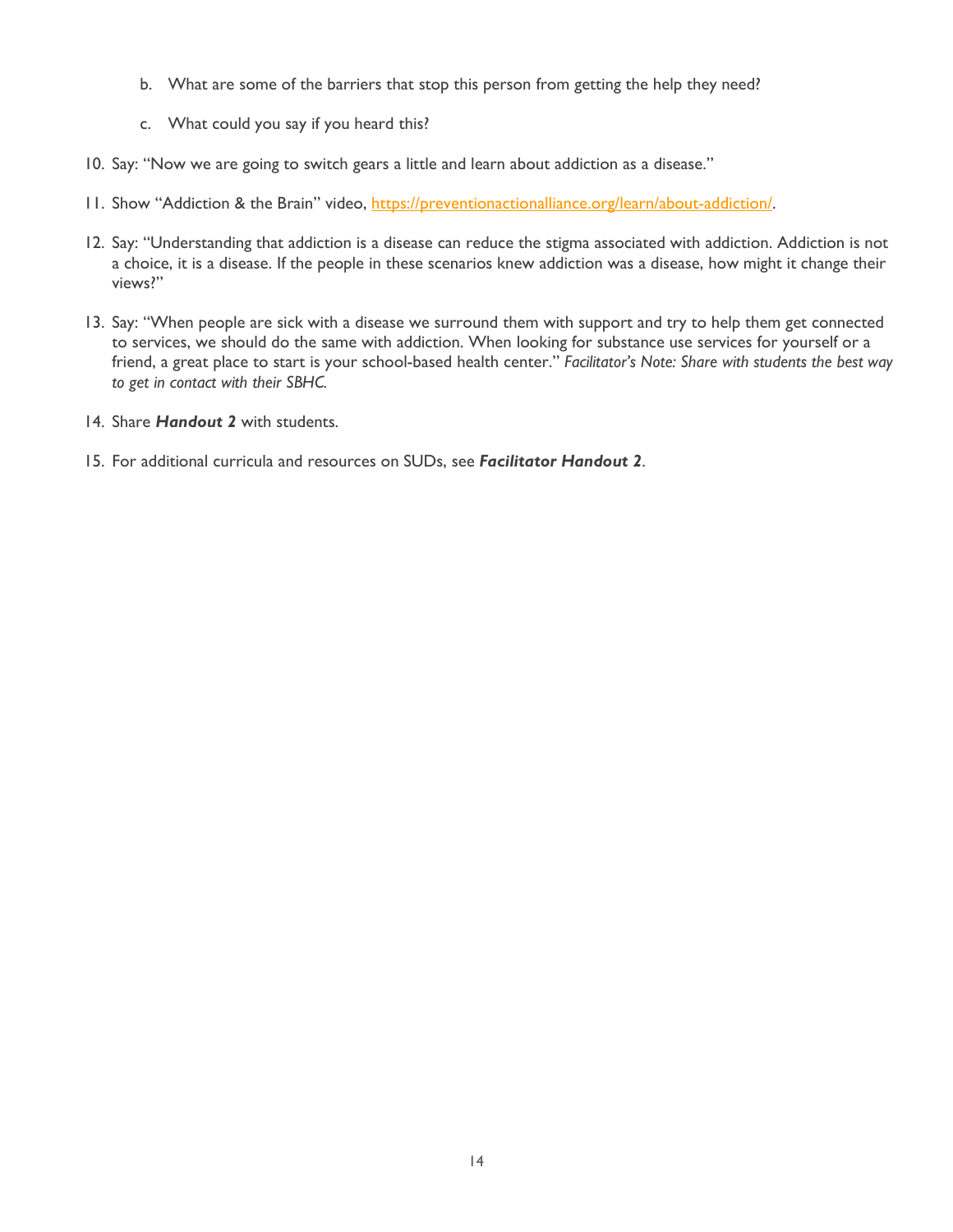b. What are some of the barriers that stop this person from getting the help they need?

   c. What could you say if you heard this?

10. Say: "Now we are going to switch gears a little and learn about addiction as a disease."

11. Show "Addiction & the Brain" video, [https://preventionactionalliance.org/learn/about-addiction/](https://preventionactionalliance.org/learn/about-addiction/).

12. Say: "Understanding that addiction is a disease can reduce the stigma associated with addiction. Addiction is not a choice, it is a disease. If the people in these scenarios knew addiction was a disease, how might it change their views?"

13. Say: "When people are sick with a disease we surround them with support and try to help them get connected to services, we should do the same with addiction. When looking for substance use services for yourself or a friend, a great place to start is your school-based health center." *Facilitator's Note: Share with students the best way to get in contact with their SBHC.*

14. Share ***Handout 2*** with students.

15. For additional curricula and resources on SUDs, see ***Facilitator Handout 2***.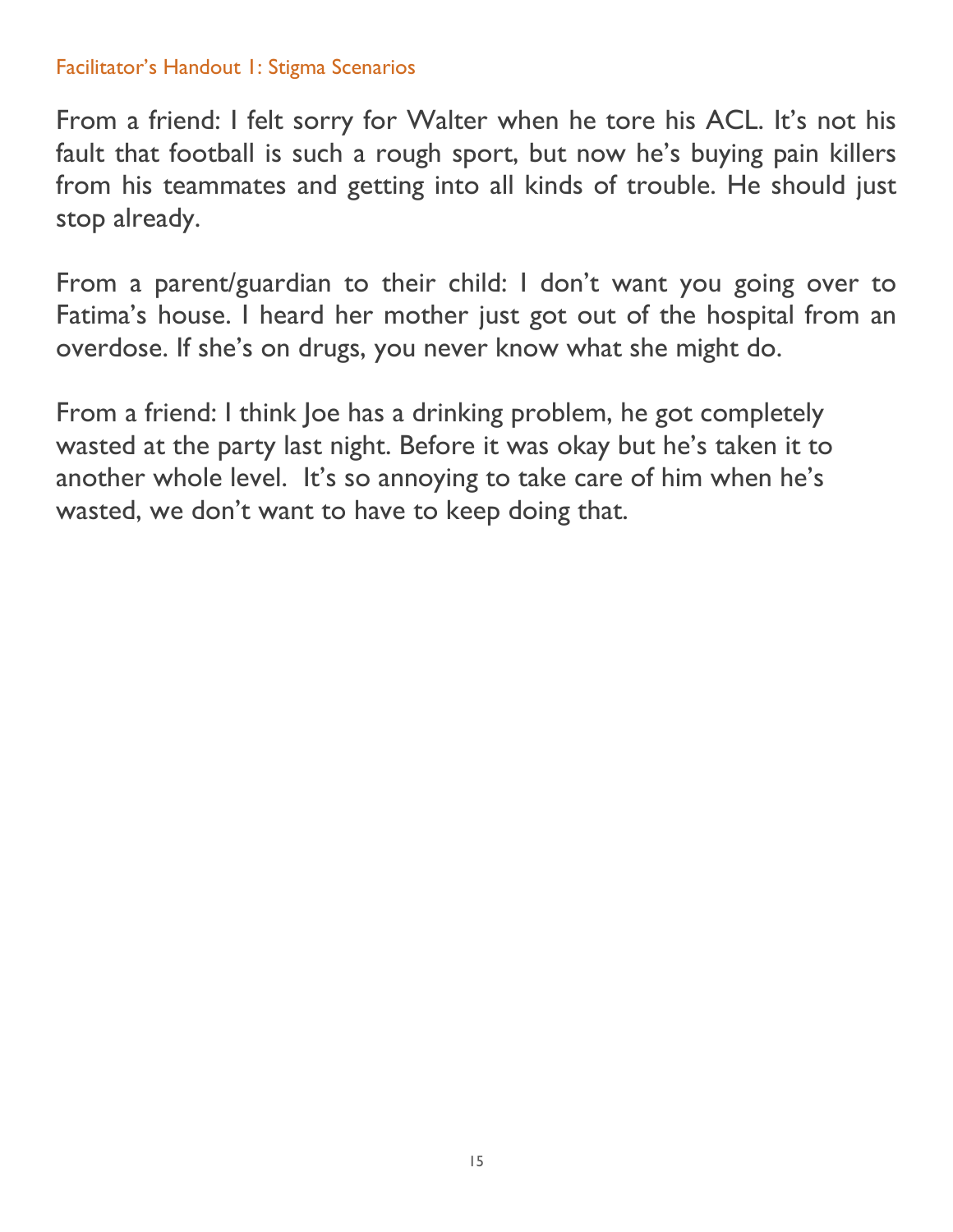## Facilitator's Handout 1: Stigma Scenarios

From a friend: I felt sorry for Walter when he tore his ACL. It's not his fault that football is such a rough sport, but now he's buying pain killers from his teammates and getting into all kinds of trouble. He should just stop already.

From a parent/guardian to their child: I don't want you going over to Fatima's house. I heard her mother just got out of the hospital from an overdose. If she's on drugs, you never know what she might do.

From a friend: I think Joe has a drinking problem, he got completely wasted at the party last night. Before it was okay but he's taken it to another whole level. It's so annoying to take care of him when he's wasted, we don't want to have to keep doing that.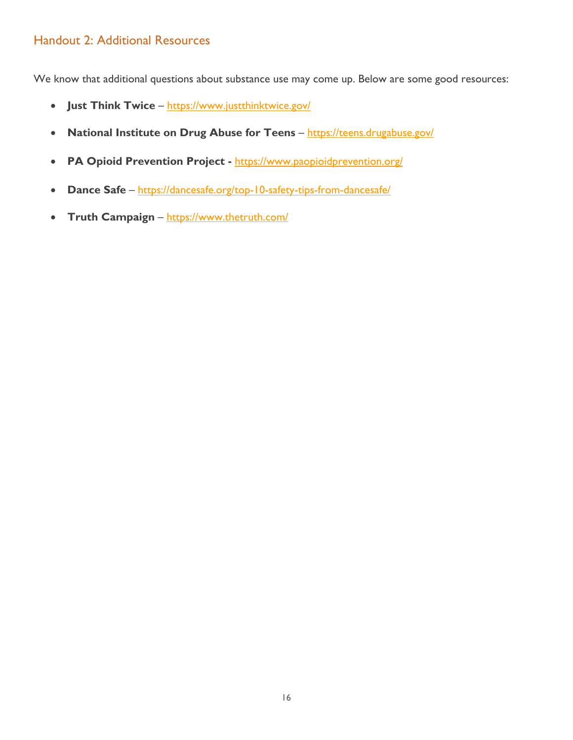## Handout 2: Additional Resources

We know that additional questions about substance use may come up. Below are some good resources:

- **Just Think Twice** – https://www.justthinktwice.gov/
- **National Institute on Drug Abuse for Teens** – https://teens.drugabuse.gov/
- **PA Opioid Prevention Project -** https://www.paopioidprevention.org/
- **Dance Safe** – https://dancesafe.org/top-10-safety-tips-from-dancesafe/
- **Truth Campaign** – https://www.thetruth.com/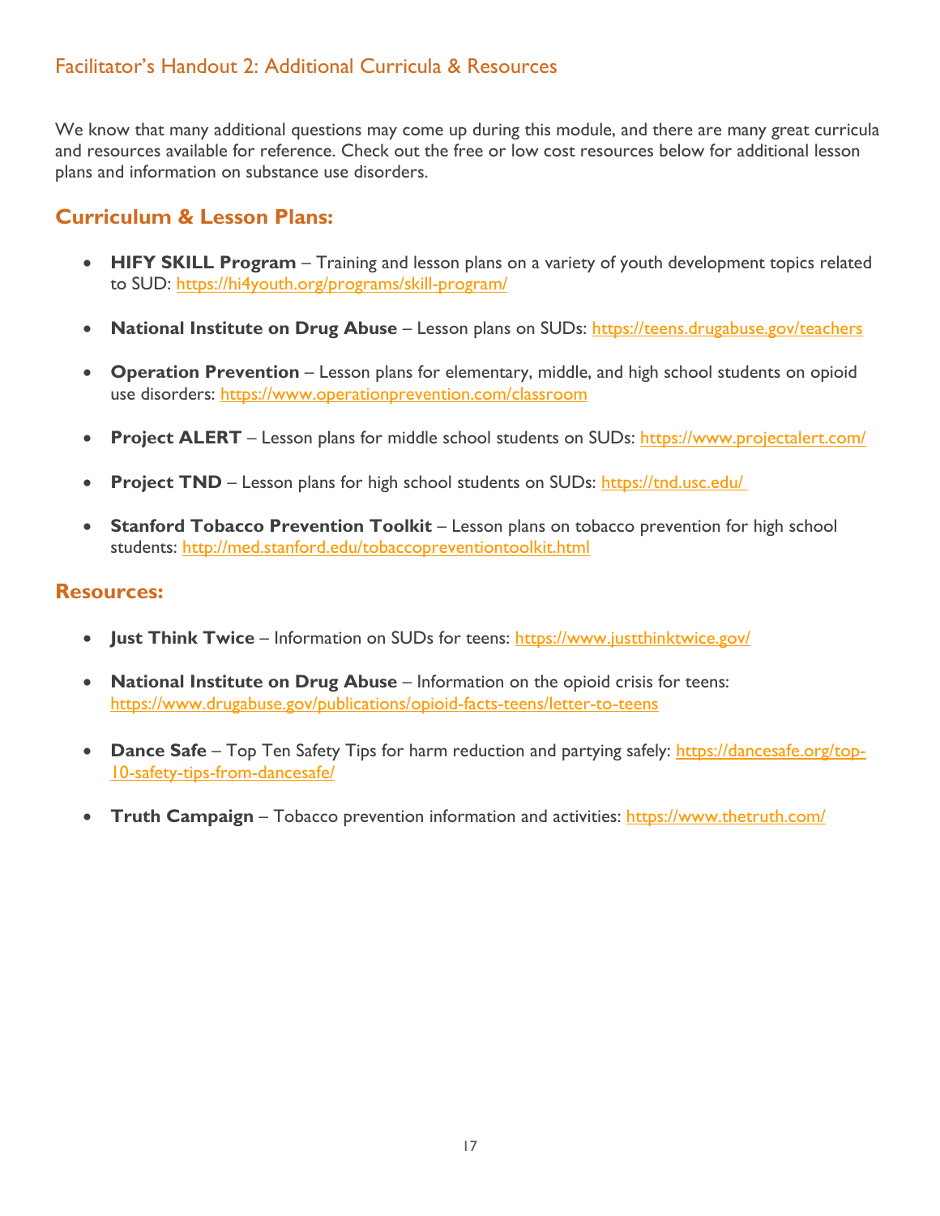## Facilitator's Handout 2: Additional Curricula & Resources

We know that many additional questions may come up during this module, and there are many great curricula and resources available for reference. Check out the free or low cost resources below for additional lesson plans and information on substance use disorders.

### Curriculum & Lesson Plans:

- **HIFY SKILL Program** – Training and lesson plans on a variety of youth development topics related to SUD: https://hi4youth.org/programs/skill-program/
- **National Institute on Drug Abuse** – Lesson plans on SUDs: https://teens.drugabuse.gov/teachers
- **Operation Prevention** – Lesson plans for elementary, middle, and high school students on opioid use disorders: https://www.operationprevention.com/classroom
- **Project ALERT** – Lesson plans for middle school students on SUDs: https://www.projectalert.com/
- **Project TND** – Lesson plans for high school students on SUDs: https://tnd.usc.edu/
- **Stanford Tobacco Prevention Toolkit** – Lesson plans on tobacco prevention for high school students: http://med.stanford.edu/tobaccopreventiontoolkit.html

### Resources:

- **Just Think Twice** – Information on SUDs for teens: https://www.justthinktwice.gov/
- **National Institute on Drug Abuse** – Information on the opioid crisis for teens: https://www.drugabuse.gov/publications/opioid-facts-teens/letter-to-teens
- **Dance Safe** – Top Ten Safety Tips for harm reduction and partying safely: https://dancesafe.org/top-10-safety-tips-from-dancesafe/
- **Truth Campaign** – Tobacco prevention information and activities: https://www.thetruth.com/